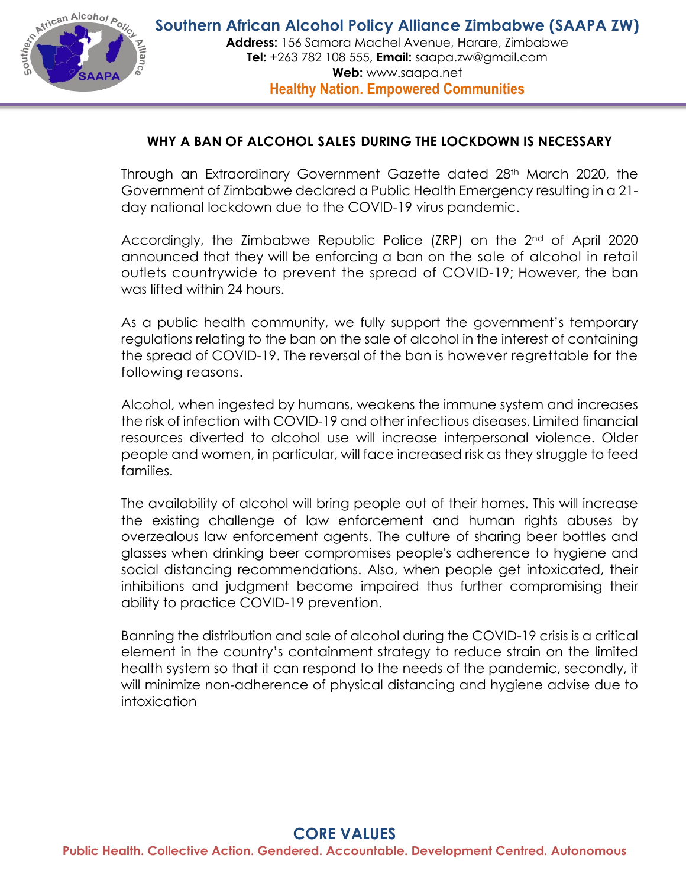**Southern African Alcohol Policy Alliance Zimbabwe (SAAPA ZW)**

**Address:** 156 Samora Machel Avenue, Harare, Zimbabwe
**Tel:** +263 782 108 555, **Email:** saapa.zw@gmail.com
**Web:** www.saapa.net

**Healthy Nation. Empowered Communities**

## WHY A BAN OF ALCOHOL SALES DURING THE LOCKDOWN IS NECESSARY

Through an Extraordinary Government Gazette dated 28th March 2020, the Government of Zimbabwe declared a Public Health Emergency resulting in a 21-day national lockdown due to the COVID-19 virus pandemic.

Accordingly, the Zimbabwe Republic Police (ZRP) on the 2nd of April 2020 announced that they will be enforcing a ban on the sale of alcohol in retail outlets countrywide to prevent the spread of COVID-19; However, the ban was lifted within 24 hours.

As a public health community, we fully support the government's temporary regulations relating to the ban on the sale of alcohol in the interest of containing the spread of COVID-19. The reversal of the ban is however regrettable for the following reasons.

Alcohol, when ingested by humans, weakens the immune system and increases the risk of infection with COVID-19 and other infectious diseases. Limited financial resources diverted to alcohol use will increase interpersonal violence. Older people and women, in particular, will face increased risk as they struggle to feed families.

The availability of alcohol will bring people out of their homes. This will increase the existing challenge of law enforcement and human rights abuses by overzealous law enforcement agents. The culture of sharing beer bottles and glasses when drinking beer compromises people's adherence to hygiene and social distancing recommendations. Also, when people get intoxicated, their inhibitions and judgment become impaired thus further compromising their ability to practice COVID-19 prevention.

Banning the distribution and sale of alcohol during the COVID-19 crisis is a critical element in the country's containment strategy to reduce strain on the limited health system so that it can respond to the needs of the pandemic, secondly, it will minimize non-adherence of physical distancing and hygiene advise due to intoxication

**CORE VALUES**

**Public Health. Collective Action. Gendered. Accountable. Development Centred. Autonomous**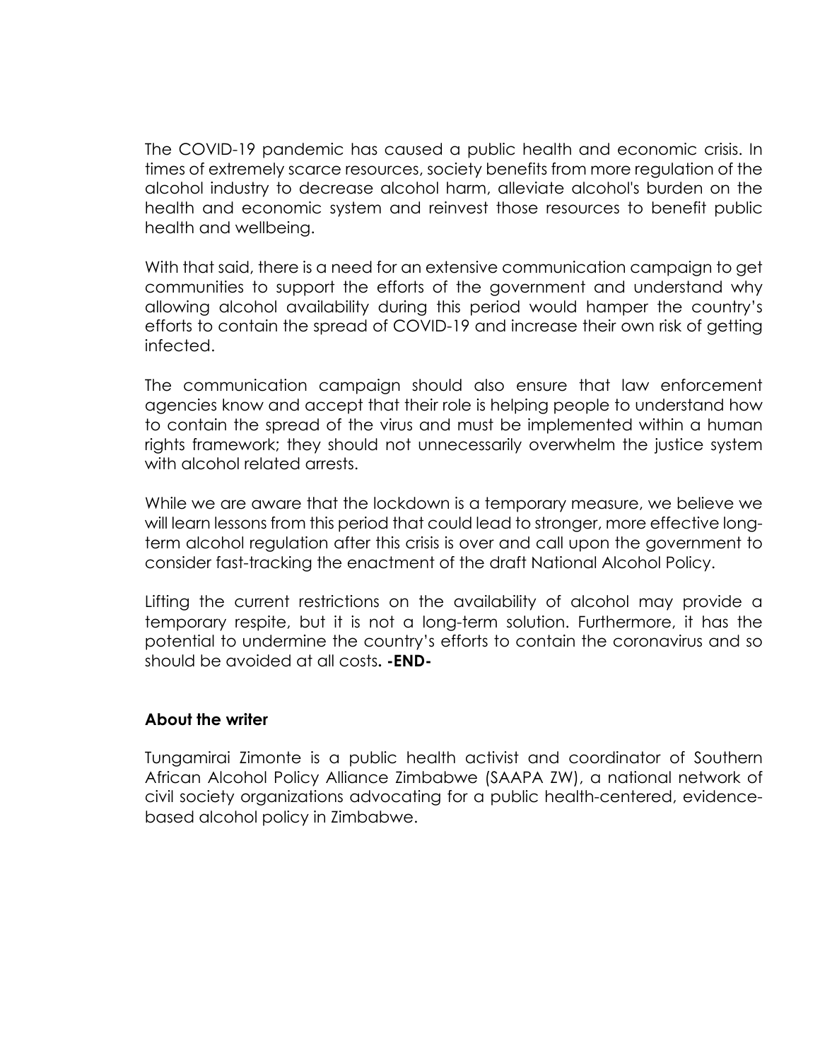The COVID-19 pandemic has caused a public health and economic crisis. In times of extremely scarce resources, society benefits from more regulation of the alcohol industry to decrease alcohol harm, alleviate alcohol's burden on the health and economic system and reinvest those resources to benefit public health and wellbeing.

With that said, there is a need for an extensive communication campaign to get communities to support the efforts of the government and understand why allowing alcohol availability during this period would hamper the country's efforts to contain the spread of COVID-19 and increase their own risk of getting infected.

The communication campaign should also ensure that law enforcement agencies know and accept that their role is helping people to understand how to contain the spread of the virus and must be implemented within a human rights framework; they should not unnecessarily overwhelm the justice system with alcohol related arrests.

While we are aware that the lockdown is a temporary measure, we believe we will learn lessons from this period that could lead to stronger, more effective long-term alcohol regulation after this crisis is over and call upon the government to consider fast-tracking the enactment of the draft National Alcohol Policy.

Lifting the current restrictions on the availability of alcohol may provide a temporary respite, but it is not a long-term solution. Furthermore, it has the potential to undermine the country's efforts to contain the coronavirus and so should be avoided at all costs**. -END-**

**About the writer**

Tungamirai Zimonte is a public health activist and coordinator of Southern African Alcohol Policy Alliance Zimbabwe (SAAPA ZW), a national network of civil society organizations advocating for a public health-centered, evidence-based alcohol policy in Zimbabwe.